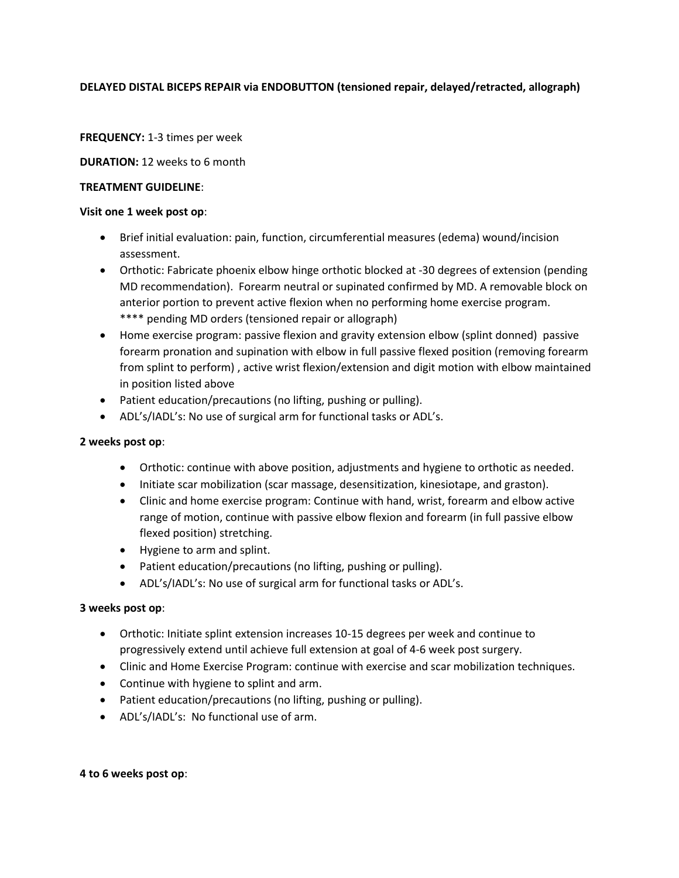**DELAYED DISTAL BICEPS REPAIR via ENDOBUTTON (tensioned repair, delayed/retracted, allograph)**

**FREQUENCY:** 1-3 times per week

**DURATION:** 12 weeks to 6 month

**TREATMENT GUIDELINE**:

**Visit one 1 week post op**:

- Brief initial evaluation: pain, function, circumferential measures (edema) wound/incision assessment.
- Orthotic: Fabricate phoenix elbow hinge orthotic blocked at -30 degrees of extension (pending MD recommendation). Forearm neutral or supinated confirmed by MD. A removable block on anterior portion to prevent active flexion when no performing home exercise program. **** pending MD orders (tensioned repair or allograph)
- Home exercise program: passive flexion and gravity extension elbow (splint donned) passive forearm pronation and supination with elbow in full passive flexed position (removing forearm from splint to perform) , active wrist flexion/extension and digit motion with elbow maintained in position listed above
- Patient education/precautions (no lifting, pushing or pulling).
- ADL's/IADL's: No use of surgical arm for functional tasks or ADL's.

**2 weeks post op**:

- Orthotic: continue with above position, adjustments and hygiene to orthotic as needed.
- Initiate scar mobilization (scar massage, desensitization, kinesiotape, and graston).
- Clinic and home exercise program: Continue with hand, wrist, forearm and elbow active range of motion, continue with passive elbow flexion and forearm (in full passive elbow flexed position) stretching.
- Hygiene to arm and splint.
- Patient education/precautions (no lifting, pushing or pulling).
- ADL's/IADL's: No use of surgical arm for functional tasks or ADL's.

**3 weeks post op**:

- Orthotic: Initiate splint extension increases 10-15 degrees per week and continue to progressively extend until achieve full extension at goal of 4-6 week post surgery.
- Clinic and Home Exercise Program: continue with exercise and scar mobilization techniques.
- Continue with hygiene to splint and arm.
- Patient education/precautions (no lifting, pushing or pulling).
- ADL's/IADL's: No functional use of arm.

**4 to 6 weeks post op**: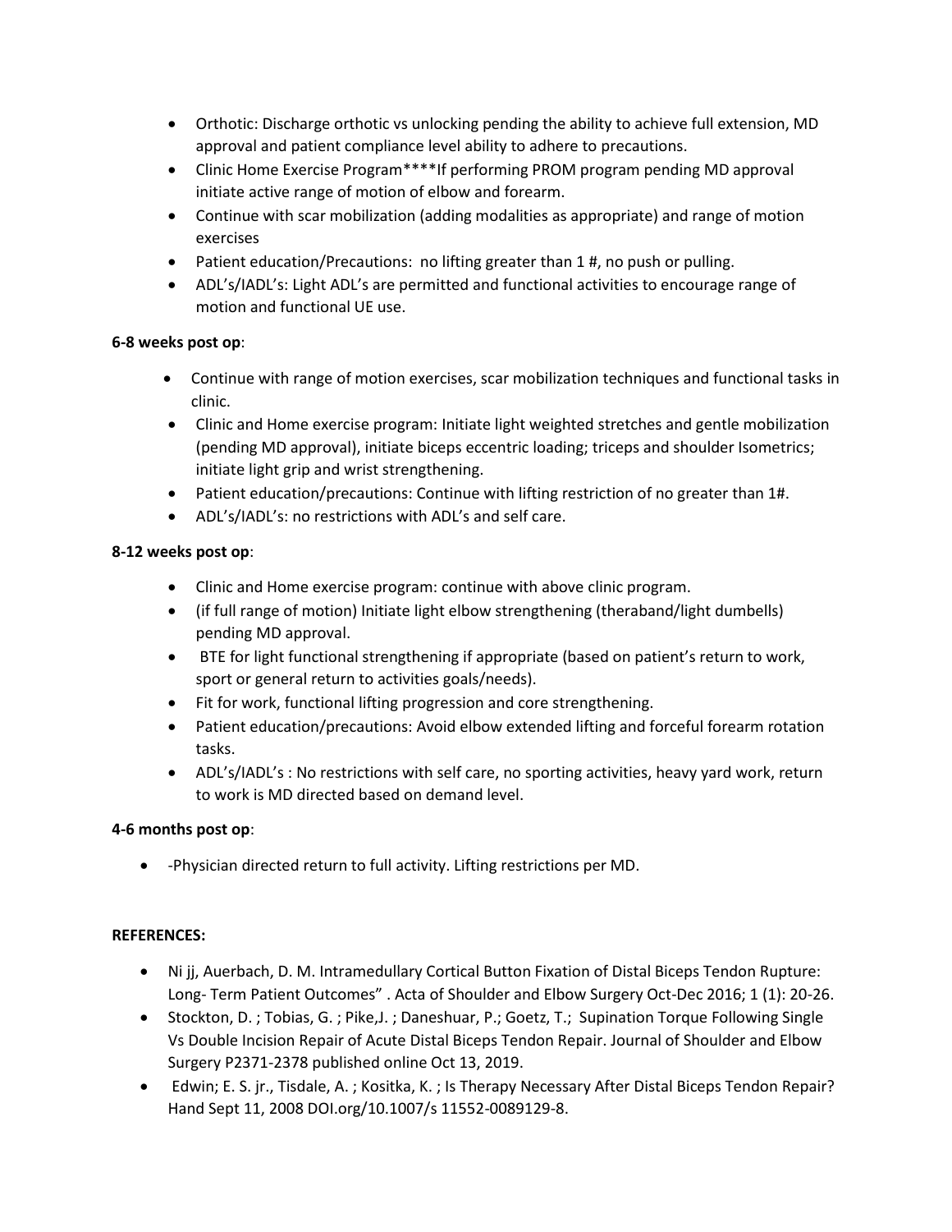- Orthotic: Discharge orthotic vs unlocking pending the ability to achieve full extension, MD approval and patient compliance level ability to adhere to precautions.
- Clinic Home Exercise Program****If performing PROM program pending MD approval initiate active range of motion of elbow and forearm.
- Continue with scar mobilization (adding modalities as appropriate) and range of motion exercises
- Patient education/Precautions: no lifting greater than 1 #, no push or pulling.
- ADL's/IADL's: Light ADL's are permitted and functional activities to encourage range of motion and functional UE use.

**6-8 weeks post op**:

- Continue with range of motion exercises, scar mobilization techniques and functional tasks in clinic.
- Clinic and Home exercise program: Initiate light weighted stretches and gentle mobilization (pending MD approval), initiate biceps eccentric loading; triceps and shoulder Isometrics; initiate light grip and wrist strengthening.
- Patient education/precautions: Continue with lifting restriction of no greater than 1#.
- ADL's/IADL's: no restrictions with ADL's and self care.

**8-12 weeks post op**:

- Clinic and Home exercise program: continue with above clinic program.
- (if full range of motion) Initiate light elbow strengthening (theraband/light dumbells) pending MD approval.
- BTE for light functional strengthening if appropriate (based on patient's return to work, sport or general return to activities goals/needs).
- Fit for work, functional lifting progression and core strengthening.
- Patient education/precautions: Avoid elbow extended lifting and forceful forearm rotation tasks.
- ADL's/IADL's : No restrictions with self care, no sporting activities, heavy yard work, return to work is MD directed based on demand level.

**4-6 months post op**:

- -Physician directed return to full activity. Lifting restrictions per MD.

**REFERENCES:**

- Ni jj, Auerbach, D. M. Intramedullary Cortical Button Fixation of Distal Biceps Tendon Rupture: Long- Term Patient Outcomes" . Acta of Shoulder and Elbow Surgery Oct-Dec 2016; 1 (1): 20-26.
- Stockton, D. ; Tobias, G. ; Pike,J. ; Daneshuar, P.; Goetz, T.; Supination Torque Following Single Vs Double Incision Repair of Acute Distal Biceps Tendon Repair. Journal of Shoulder and Elbow Surgery P2371-2378 published online Oct 13, 2019.
- Edwin; E. S. jr., Tisdale, A. ; Kositka, K. ; Is Therapy Necessary After Distal Biceps Tendon Repair? Hand Sept 11, 2008 DOI.org/10.1007/s 11552-0089129-8.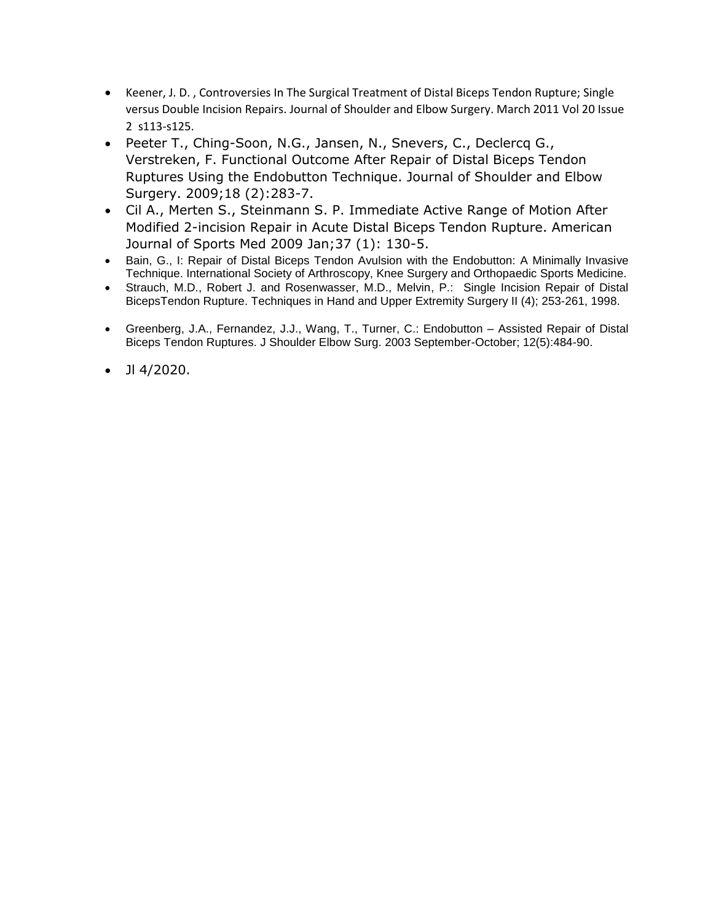- Keener, J. D. , Controversies In The Surgical Treatment of Distal Biceps Tendon Rupture; Single versus Double Incision Repairs. Journal of Shoulder and Elbow Surgery. March 2011 Vol 20 Issue 2 s113-s125.
- Peeter T., Ching-Soon, N.G., Jansen, N., Snevers, C., Declercq G., Verstreken, F. Functional Outcome After Repair of Distal Biceps Tendon Ruptures Using the Endobutton Technique. Journal of Shoulder and Elbow Surgery. 2009;18 (2):283-7.
- Cil A., Merten S., Steinmann S. P. Immediate Active Range of Motion After Modified 2-incision Repair in Acute Distal Biceps Tendon Rupture. American Journal of Sports Med 2009 Jan;37 (1): 130-5.
- Bain, G., I: Repair of Distal Biceps Tendon Avulsion with the Endobutton: A Minimally Invasive Technique. International Society of Arthroscopy, Knee Surgery and Orthopaedic Sports Medicine.
- Strauch, M.D., Robert J. and Rosenwasser, M.D., Melvin, P.: Single Incision Repair of Distal BicepsTendon Rupture. Techniques in Hand and Upper Extremity Surgery II (4); 253-261, 1998.
- Greenberg, J.A., Fernandez, J.J., Wang, T., Turner, C.: Endobutton – Assisted Repair of Distal Biceps Tendon Ruptures. J Shoulder Elbow Surg. 2003 September-October; 12(5):484-90.
- Jl 4/2020.